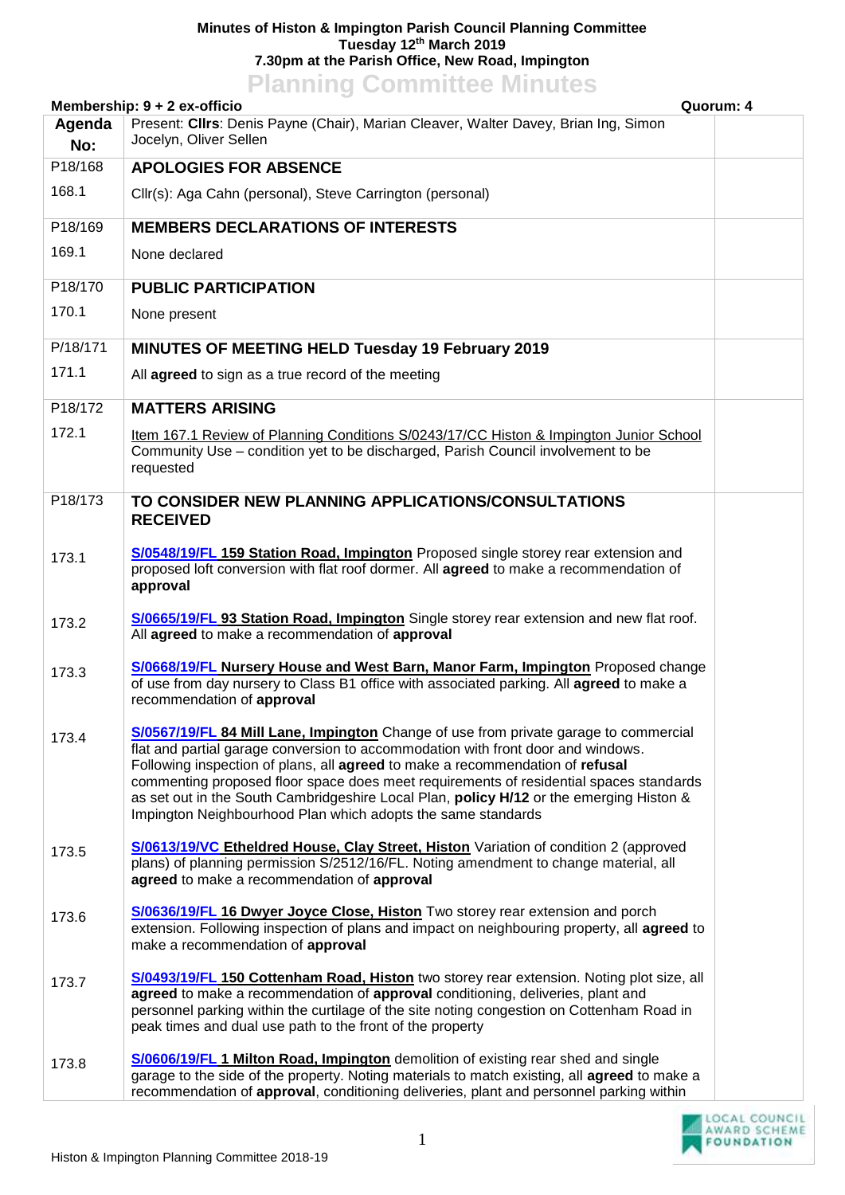**Minutes of Histon & Impington Parish Council Planning Committee**
**Tuesday 12th March 2019**
**7.30pm at the Parish Office, New Road, Impington**

# Planning Committee Minutes

**Membership: 9 + 2 ex-officio** — **Quorum: 4**

| Agenda No: | Present: **Cllrs**: Denis Payne (Chair), Marian Cleaver, Walter Davey, Brian Ing, Simon Jocelyn, Oliver Sellen | |
|---|---|---|
| P18/168 | **APOLOGIES FOR ABSENCE** | |
| 168.1 | Cllr(s): Aga Cahn (personal), Steve Carrington (personal) | |
| P18/169 | **MEMBERS DECLARATIONS OF INTERESTS** | |
| 169.1 | None declared | |
| P18/170 | **PUBLIC PARTICIPATION** | |
| 170.1 | None present | |
| P/18/171 | **MINUTES OF MEETING HELD Tuesday 19 February 2019** | |
| 171.1 | All **agreed** to sign as a true record of the meeting | |
| P18/172 | **MATTERS ARISING** | |
| 172.1 | Item 167.1 Review of Planning Conditions S/0243/17/CC Histon & Impington Junior School Community Use – condition yet to be discharged, Parish Council involvement to be requested | |
| P18/173 | **TO CONSIDER NEW PLANNING APPLICATIONS/CONSULTATIONS RECEIVED** | |
| 173.1 | **S/0548/19/FL 159 Station Road, Impington** Proposed single storey rear extension and proposed loft conversion with flat roof dormer. All **agreed** to make a recommendation of **approval** | |
| 173.2 | **S/0665/19/FL 93 Station Road, Impington** Single storey rear extension and new flat roof. All **agreed** to make a recommendation of **approval** | |
| 173.3 | **S/0668/19/FL Nursery House and West Barn, Manor Farm, Impington** Proposed change of use from day nursery to Class B1 office with associated parking. All **agreed** to make a recommendation of **approval** | |
| 173.4 | **S/0567/19/FL 84 Mill Lane, Impington** Change of use from private garage to commercial flat and partial garage conversion to accommodation with front door and windows. Following inspection of plans, all **agreed** to make a recommendation of **refusal** commenting proposed floor space does meet requirements of residential spaces standards as set out in the South Cambridgeshire Local Plan, **policy H/12** or the emerging Histon & Impington Neighbourhood Plan which adopts the same standards | |
| 173.5 | **S/0613/19/VC Etheldred House, Clay Street, Histon** Variation of condition 2 (approved plans) of planning permission S/2512/16/FL. Noting amendment to change material, all **agreed** to make a recommendation of **approval** | |
| 173.6 | **S/0636/19/FL 16 Dwyer Joyce Close, Histon** Two storey rear extension and porch extension. Following inspection of plans and impact on neighbouring property, all **agreed** to make a recommendation of **approval** | |
| 173.7 | **S/0493/19/FL 150 Cottenham Road, Histon** two storey rear extension. Noting plot size, all **agreed** to make a recommendation of **approval** conditioning, deliveries, plant and personnel parking within the curtilage of the site noting congestion on Cottenham Road in peak times and dual use path to the front of the property | |
| 173.8 | **S/0606/19/FL 1 Milton Road, Impington** demolition of existing rear shed and single garage to the side of the property. Noting materials to match existing, all **agreed** to make a recommendation of **approval**, conditioning deliveries, plant and personnel parking within | |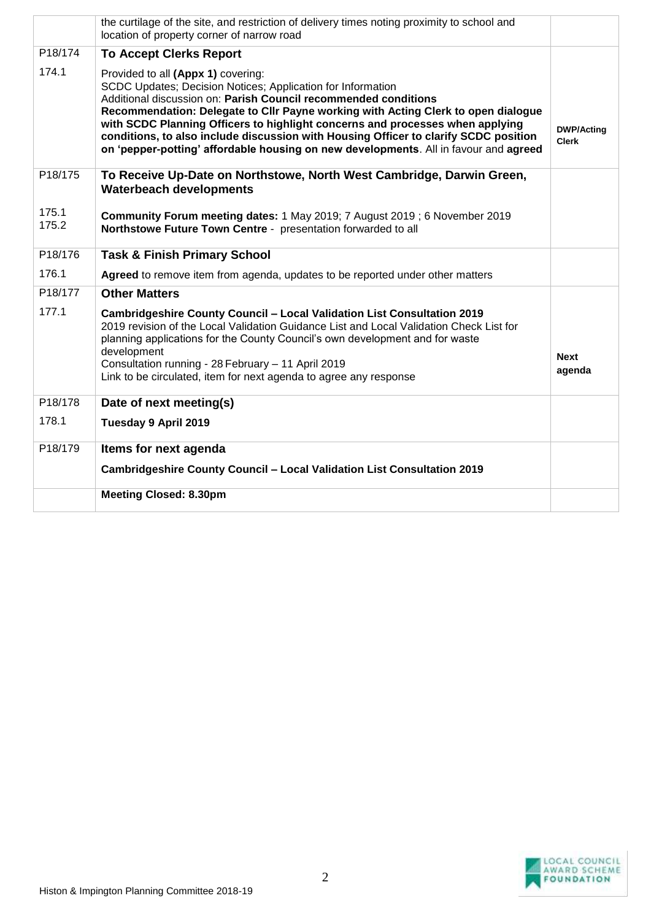| | | |
|---|---|---|
| | the curtilage of the site, and restriction of delivery times noting proximity to school and location of property corner of narrow road | |
| P18/174 | **To Accept Clerks Report** | |
| 174.1 | Provided to all **(Appx 1)** covering:<br>SCDC Updates; Decision Notices; Application for Information<br>Additional discussion on: **Parish Council recommended conditions**<br>**Recommendation: Delegate to Cllr Payne working with Acting Clerk to open dialogue with SCDC Planning Officers to highlight concerns and processes when applying conditions, to also include discussion with Housing Officer to clarify SCDC position on 'pepper-potting' affordable housing on new developments**. All in favour and **agreed** | **DWP/Acting Clerk** |
| P18/175 | **To Receive Up-Date on Northstowe, North West Cambridge, Darwin Green, Waterbeach developments** | |
| 175.1<br>175.2 | **Community Forum meeting dates:** 1 May 2019; 7 August 2019 ; 6 November 2019<br>**Northstowe Future Town Centre** - presentation forwarded to all | |
| P18/176 | **Task & Finish Primary School** | |
| 176.1 | **Agreed** to remove item from agenda, updates to be reported under other matters | |
| P18/177 | **Other Matters** | |
| 177.1 | **Cambridgeshire County Council – Local Validation List Consultation 2019**<br>2019 revision of the Local Validation Guidance List and Local Validation Check List for planning applications for the County Council's own development and for waste development<br>Consultation running - 28 February – 11 April 2019<br>Link to be circulated, item for next agenda to agree any response | **Next agenda** |
| P18/178 | **Date of next meeting(s)** | |
| 178.1 | **Tuesday 9 April 2019** | |
| P18/179 | **Items for next agenda** | |
| | **Cambridgeshire County Council – Local Validation List Consultation 2019** | |
| | **Meeting Closed: 8.30pm** | |